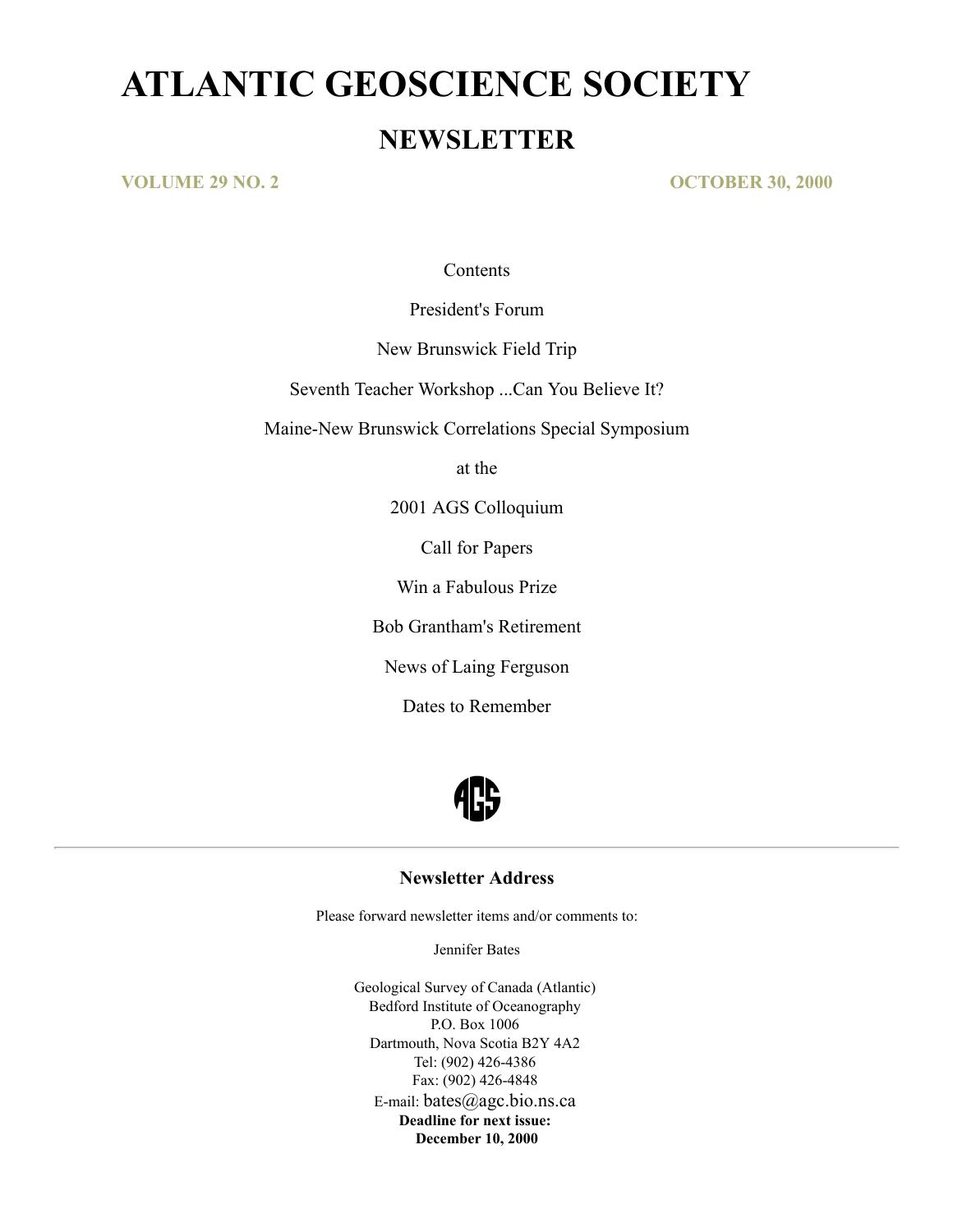# ATLANTIC GEOSCIENCE SOCIETY

## NEWSLETTER

**VOLUME 29 NO. 2** **OCTOBER 30, 2000**

Contents

President's Forum

New Brunswick Field Trip

Seventh Teacher Workshop ...Can You Believe It?

Maine-New Brunswick Correlations Special Symposium

at the

2001 AGS Colloquium

Call for Papers

Win a Fabulous Prize

Bob Grantham's Retirement

News of Laing Ferguson

Dates to Remember

---

### Newsletter Address

Please forward newsletter items and/or comments to:

Jennifer Bates

Geological Survey of Canada (Atlantic)
Bedford Institute of Oceanography
P.O. Box 1006
Dartmouth, Nova Scotia B2Y 4A2
Tel: (902) 426-4386
Fax: (902) 426-4848
E-mail: bates@agc.bio.ns.ca
**Deadline for next issue:**
**December 10, 2000**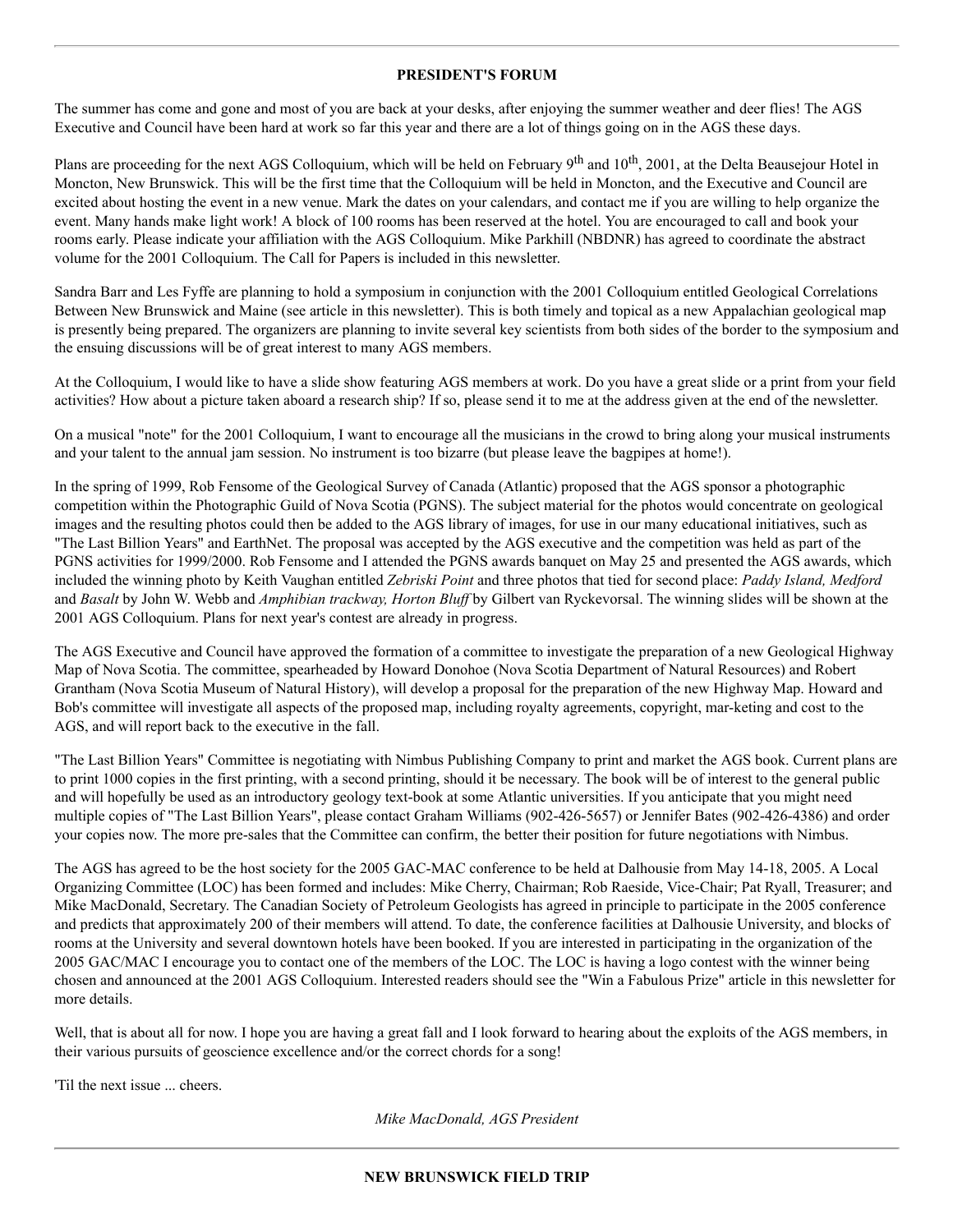## PRESIDENT'S FORUM

The summer has come and gone and most of you are back at your desks, after enjoying the summer weather and deer flies! The AGS Executive and Council have been hard at work so far this year and there are a lot of things going on in the AGS these days.

Plans are proceeding for the next AGS Colloquium, which will be held on February 9th and 10th, 2001, at the Delta Beausejour Hotel in Moncton, New Brunswick. This will be the first time that the Colloquium will be held in Moncton, and the Executive and Council are excited about hosting the event in a new venue. Mark the dates on your calendars, and contact me if you are willing to help organize the event. Many hands make light work! A block of 100 rooms has been reserved at the hotel. You are encouraged to call and book your rooms early. Please indicate your affiliation with the AGS Colloquium. Mike Parkhill (NBDNR) has agreed to coordinate the abstract volume for the 2001 Colloquium. The Call for Papers is included in this newsletter.

Sandra Barr and Les Fyffe are planning to hold a symposium in conjunction with the 2001 Colloquium entitled Geological Correlations Between New Brunswick and Maine (see article in this newsletter). This is both timely and topical as a new Appalachian geological map is presently being prepared. The organizers are planning to invite several key scientists from both sides of the border to the symposium and the ensuing discussions will be of great interest to many AGS members.

At the Colloquium, I would like to have a slide show featuring AGS members at work. Do you have a great slide or a print from your field activities? How about a picture taken aboard a research ship? If so, please send it to me at the address given at the end of the newsletter.

On a musical "note" for the 2001 Colloquium, I want to encourage all the musicians in the crowd to bring along your musical instruments and your talent to the annual jam session. No instrument is too bizarre (but please leave the bagpipes at home!).

In the spring of 1999, Rob Fensome of the Geological Survey of Canada (Atlantic) proposed that the AGS sponsor a photographic competition within the Photographic Guild of Nova Scotia (PGNS). The subject material for the photos would concentrate on geological images and the resulting photos could then be added to the AGS library of images, for use in our many educational initiatives, such as "The Last Billion Years" and EarthNet. The proposal was accepted by the AGS executive and the competition was held as part of the PGNS activities for 1999/2000. Rob Fensome and I attended the PGNS awards banquet on May 25 and presented the AGS awards, which included the winning photo by Keith Vaughan entitled *Zebriski Point* and three photos that tied for second place: *Paddy Island, Medford* and *Basalt* by John W. Webb and *Amphibian trackway, Horton Bluff* by Gilbert van Ryckevorsal. The winning slides will be shown at the 2001 AGS Colloquium. Plans for next year's contest are already in progress.

The AGS Executive and Council have approved the formation of a committee to investigate the preparation of a new Geological Highway Map of Nova Scotia. The committee, spearheaded by Howard Donohoe (Nova Scotia Department of Natural Resources) and Robert Grantham (Nova Scotia Museum of Natural History), will develop a proposal for the preparation of the new Highway Map. Howard and Bob's committee will investigate all aspects of the proposed map, including royalty agreements, copyright, mar-keting and cost to the AGS, and will report back to the executive in the fall.

"The Last Billion Years" Committee is negotiating with Nimbus Publishing Company to print and market the AGS book. Current plans are to print 1000 copies in the first printing, with a second printing, should it be necessary. The book will be of interest to the general public and will hopefully be used as an introductory geology text-book at some Atlantic universities. If you anticipate that you might need multiple copies of "The Last Billion Years", please contact Graham Williams (902-426-5657) or Jennifer Bates (902-426-4386) and order your copies now. The more pre-sales that the Committee can confirm, the better their position for future negotiations with Nimbus.

The AGS has agreed to be the host society for the 2005 GAC-MAC conference to be held at Dalhousie from May 14-18, 2005. A Local Organizing Committee (LOC) has been formed and includes: Mike Cherry, Chairman; Rob Raeside, Vice-Chair; Pat Ryall, Treasurer; and Mike MacDonald, Secretary. The Canadian Society of Petroleum Geologists has agreed in principle to participate in the 2005 conference and predicts that approximately 200 of their members will attend. To date, the conference facilities at Dalhousie University, and blocks of rooms at the University and several downtown hotels have been booked. If you are interested in participating in the organization of the 2005 GAC/MAC I encourage you to contact one of the members of the LOC. The LOC is having a logo contest with the winner being chosen and announced at the 2001 AGS Colloquium. Interested readers should see the "Win a Fabulous Prize" article in this newsletter for more details.

Well, that is about all for now. I hope you are having a great fall and I look forward to hearing about the exploits of the AGS members, in their various pursuits of geoscience excellence and/or the correct chords for a song!

'Til the next issue ... cheers.

*Mike MacDonald, AGS President*

---

## NEW BRUNSWICK FIELD TRIP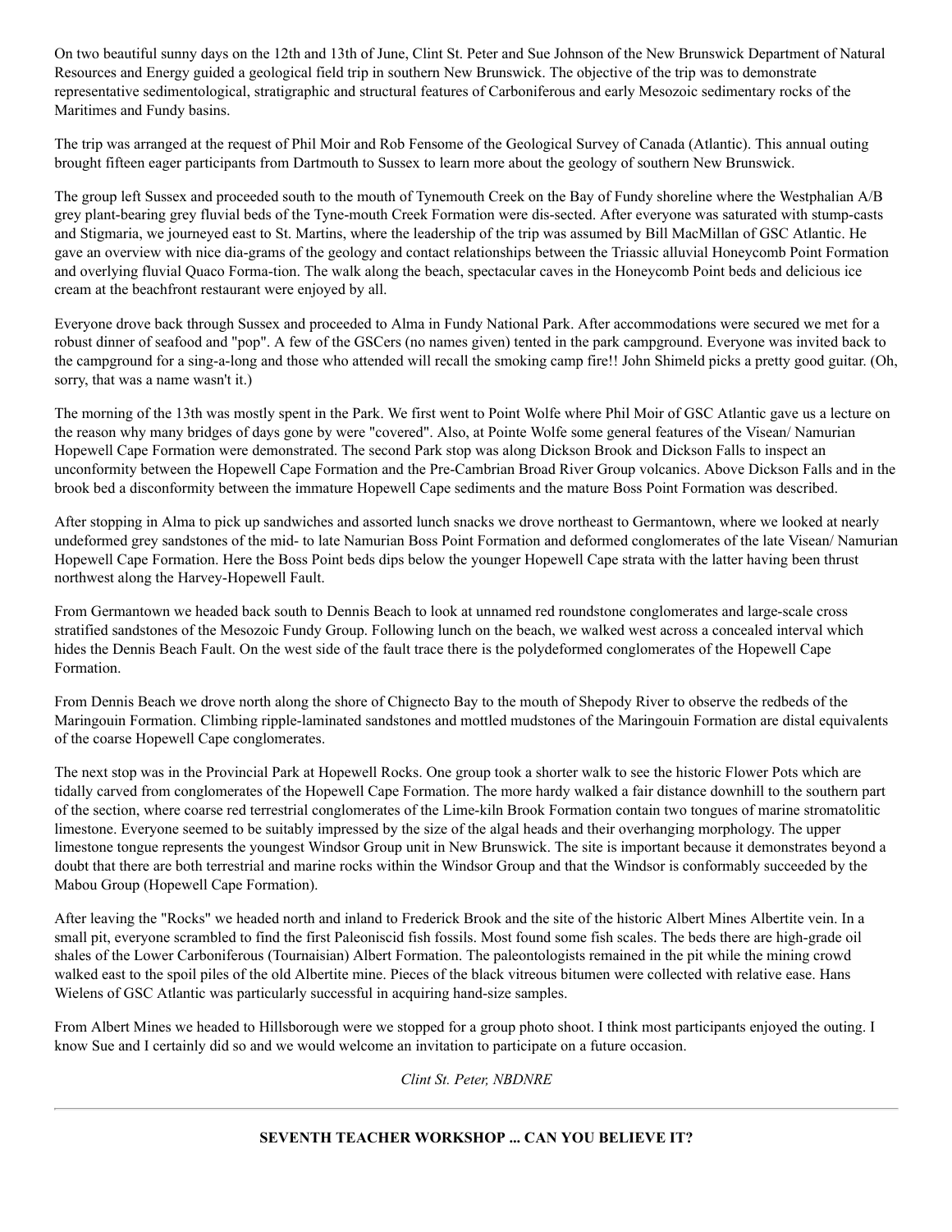On two beautiful sunny days on the 12th and 13th of June, Clint St. Peter and Sue Johnson of the New Brunswick Department of Natural Resources and Energy guided a geological field trip in southern New Brunswick. The objective of the trip was to demonstrate representative sedimentological, stratigraphic and structural features of Carboniferous and early Mesozoic sedimentary rocks of the Maritimes and Fundy basins.

The trip was arranged at the request of Phil Moir and Rob Fensome of the Geological Survey of Canada (Atlantic). This annual outing brought fifteen eager participants from Dartmouth to Sussex to learn more about the geology of southern New Brunswick.

The group left Sussex and proceeded south to the mouth of Tynemouth Creek on the Bay of Fundy shoreline where the Westphalian A/B grey plant-bearing grey fluvial beds of the Tyne-mouth Creek Formation were dis-sected. After everyone was saturated with stump-casts and Stigmaria, we journeyed east to St. Martins, where the leadership of the trip was assumed by Bill MacMillan of GSC Atlantic. He gave an overview with nice dia-grams of the geology and contact relationships between the Triassic alluvial Honeycomb Point Formation and overlying fluvial Quaco Forma-tion. The walk along the beach, spectacular caves in the Honeycomb Point beds and delicious ice cream at the beachfront restaurant were enjoyed by all.

Everyone drove back through Sussex and proceeded to Alma in Fundy National Park. After accommodations were secured we met for a robust dinner of seafood and "pop". A few of the GSCers (no names given) tented in the park campground. Everyone was invited back to the campground for a sing-a-long and those who attended will recall the smoking camp fire!! John Shimeld picks a pretty good guitar. (Oh, sorry, that was a name wasn't it.)

The morning of the 13th was mostly spent in the Park. We first went to Point Wolfe where Phil Moir of GSC Atlantic gave us a lecture on the reason why many bridges of days gone by were "covered". Also, at Pointe Wolfe some general features of the Visean/ Namurian Hopewell Cape Formation were demonstrated. The second Park stop was along Dickson Brook and Dickson Falls to inspect an unconformity between the Hopewell Cape Formation and the Pre-Cambrian Broad River Group volcanics. Above Dickson Falls and in the brook bed a disconformity between the immature Hopewell Cape sediments and the mature Boss Point Formation was described.

After stopping in Alma to pick up sandwiches and assorted lunch snacks we drove northeast to Germantown, where we looked at nearly undeformed grey sandstones of the mid- to late Namurian Boss Point Formation and deformed conglomerates of the late Visean/ Namurian Hopewell Cape Formation. Here the Boss Point beds dips below the younger Hopewell Cape strata with the latter having been thrust northwest along the Harvey-Hopewell Fault.

From Germantown we headed back south to Dennis Beach to look at unnamed red roundstone conglomerates and large-scale cross stratified sandstones of the Mesozoic Fundy Group. Following lunch on the beach, we walked west across a concealed interval which hides the Dennis Beach Fault. On the west side of the fault trace there is the polydeformed conglomerates of the Hopewell Cape Formation.

From Dennis Beach we drove north along the shore of Chignecto Bay to the mouth of Shepody River to observe the redbeds of the Maringouin Formation. Climbing ripple-laminated sandstones and mottled mudstones of the Maringouin Formation are distal equivalents of the coarse Hopewell Cape conglomerates.

The next stop was in the Provincial Park at Hopewell Rocks. One group took a shorter walk to see the historic Flower Pots which are tidally carved from conglomerates of the Hopewell Cape Formation. The more hardy walked a fair distance downhill to the southern part of the section, where coarse red terrestrial conglomerates of the Lime-kiln Brook Formation contain two tongues of marine stromatolitic limestone. Everyone seemed to be suitably impressed by the size of the algal heads and their overhanging morphology. The upper limestone tongue represents the youngest Windsor Group unit in New Brunswick. The site is important because it demonstrates beyond a doubt that there are both terrestrial and marine rocks within the Windsor Group and that the Windsor is conformably succeeded by the Mabou Group (Hopewell Cape Formation).

After leaving the "Rocks" we headed north and inland to Frederick Brook and the site of the historic Albert Mines Albertite vein. In a small pit, everyone scrambled to find the first Paleoniscid fish fossils. Most found some fish scales. The beds there are high-grade oil shales of the Lower Carboniferous (Tournaisian) Albert Formation. The paleontologists remained in the pit while the mining crowd walked east to the spoil piles of the old Albertite mine. Pieces of the black vitreous bitumen were collected with relative ease. Hans Wielens of GSC Atlantic was particularly successful in acquiring hand-size samples.

From Albert Mines we headed to Hillsborough were we stopped for a group photo shoot. I think most participants enjoyed the outing. I know Sue and I certainly did so and we would welcome an invitation to participate on a future occasion.

*Clint St. Peter, NBDNRE*

---

**SEVENTH TEACHER WORKSHOP ... CAN YOU BELIEVE IT?**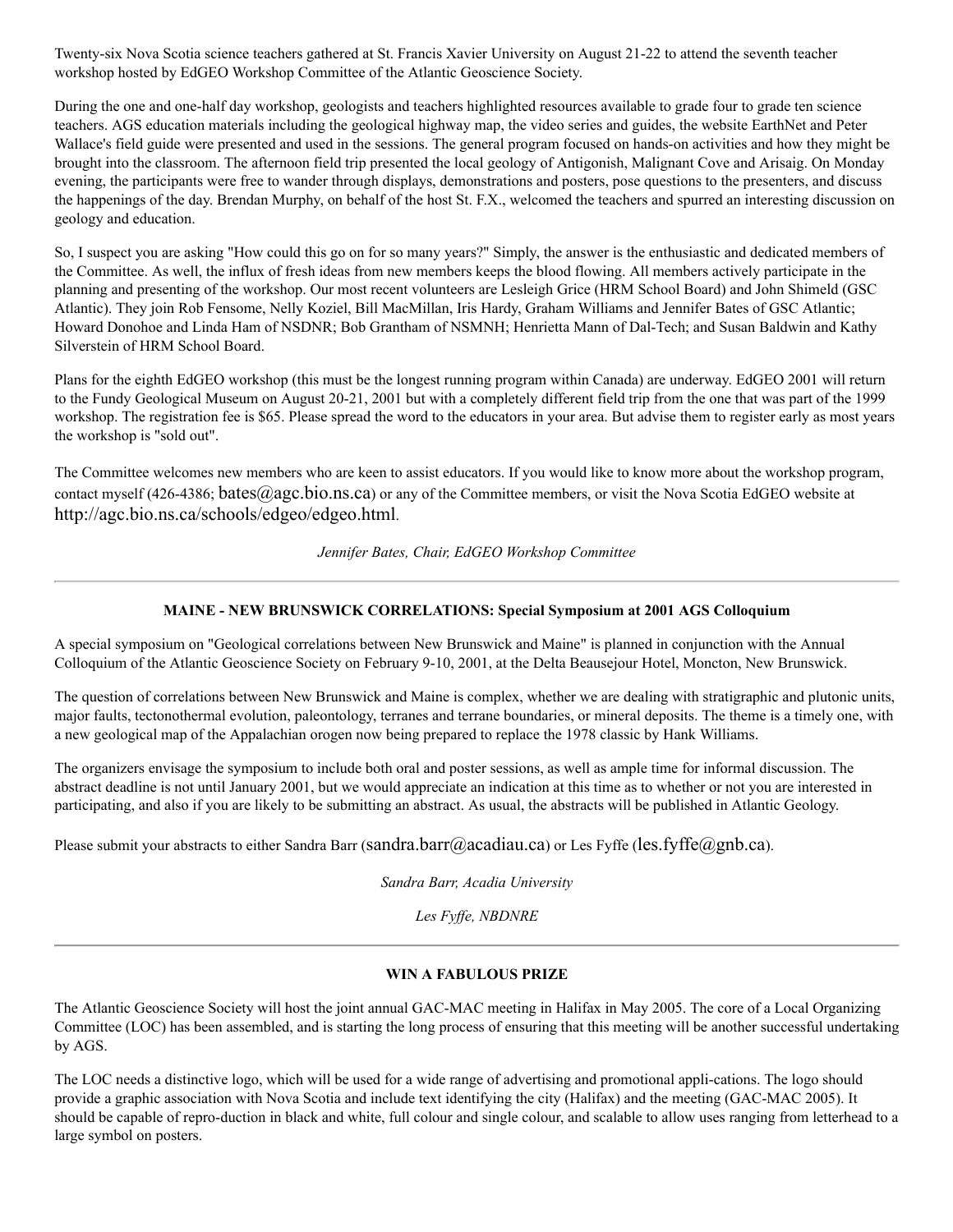Twenty-six Nova Scotia science teachers gathered at St. Francis Xavier University on August 21-22 to attend the seventh teacher workshop hosted by EdGEO Workshop Committee of the Atlantic Geoscience Society.

During the one and one-half day workshop, geologists and teachers highlighted resources available to grade four to grade ten science teachers. AGS education materials including the geological highway map, the video series and guides, the website EarthNet and Peter Wallace's field guide were presented and used in the sessions. The general program focused on hands-on activities and how they might be brought into the classroom. The afternoon field trip presented the local geology of Antigonish, Malignant Cove and Arisaig. On Monday evening, the participants were free to wander through displays, demonstrations and posters, pose questions to the presenters, and discuss the happenings of the day. Brendan Murphy, on behalf of the host St. F.X., welcomed the teachers and spurred an interesting discussion on geology and education.

So, I suspect you are asking "How could this go on for so many years?" Simply, the answer is the enthusiastic and dedicated members of the Committee. As well, the influx of fresh ideas from new members keeps the blood flowing. All members actively participate in the planning and presenting of the workshop. Our most recent volunteers are Lesleigh Grice (HRM School Board) and John Shimeld (GSC Atlantic). They join Rob Fensome, Nelly Koziel, Bill MacMillan, Iris Hardy, Graham Williams and Jennifer Bates of GSC Atlantic; Howard Donohoe and Linda Ham of NSDNR; Bob Grantham of NSMNH; Henrietta Mann of Dal-Tech; and Susan Baldwin and Kathy Silverstein of HRM School Board.

Plans for the eighth EdGEO workshop (this must be the longest running program within Canada) are underway. EdGEO 2001 will return to the Fundy Geological Museum on August 20-21, 2001 but with a completely different field trip from the one that was part of the 1999 workshop. The registration fee is $65. Please spread the word to the educators in your area. But advise them to register early as most years the workshop is "sold out".

The Committee welcomes new members who are keen to assist educators. If you would like to know more about the workshop program, contact myself (426-4386; bates@agc.bio.ns.ca) or any of the Committee members, or visit the Nova Scotia EdGEO website at http://agc.bio.ns.ca/schools/edgeo/edgeo.html.

*Jennifer Bates, Chair, EdGEO Workshop Committee*

---

### MAINE - NEW BRUNSWICK CORRELATIONS: Special Symposium at 2001 AGS Colloquium

A special symposium on "Geological correlations between New Brunswick and Maine" is planned in conjunction with the Annual Colloquium of the Atlantic Geoscience Society on February 9-10, 2001, at the Delta Beausejour Hotel, Moncton, New Brunswick.

The question of correlations between New Brunswick and Maine is complex, whether we are dealing with stratigraphic and plutonic units, major faults, tectonothermal evolution, paleontology, terranes and terrane boundaries, or mineral deposits. The theme is a timely one, with a new geological map of the Appalachian orogen now being prepared to replace the 1978 classic by Hank Williams.

The organizers envisage the symposium to include both oral and poster sessions, as well as ample time for informal discussion. The abstract deadline is not until January 2001, but we would appreciate an indication at this time as to whether or not you are interested in participating, and also if you are likely to be submitting an abstract. As usual, the abstracts will be published in Atlantic Geology.

Please submit your abstracts to either Sandra Barr (sandra.barr@acadiau.ca) or Les Fyffe (les.fyffe@gnb.ca).

*Sandra Barr, Acadia University*

*Les Fyffe, NBDNRE*

---

### WIN A FABULOUS PRIZE

The Atlantic Geoscience Society will host the joint annual GAC-MAC meeting in Halifax in May 2005. The core of a Local Organizing Committee (LOC) has been assembled, and is starting the long process of ensuring that this meeting will be another successful undertaking by AGS.

The LOC needs a distinctive logo, which will be used for a wide range of advertising and promotional appli-cations. The logo should provide a graphic association with Nova Scotia and include text identifying the city (Halifax) and the meeting (GAC-MAC 2005). It should be capable of repro-duction in black and white, full colour and single colour, and scalable to allow uses ranging from letterhead to a large symbol on posters.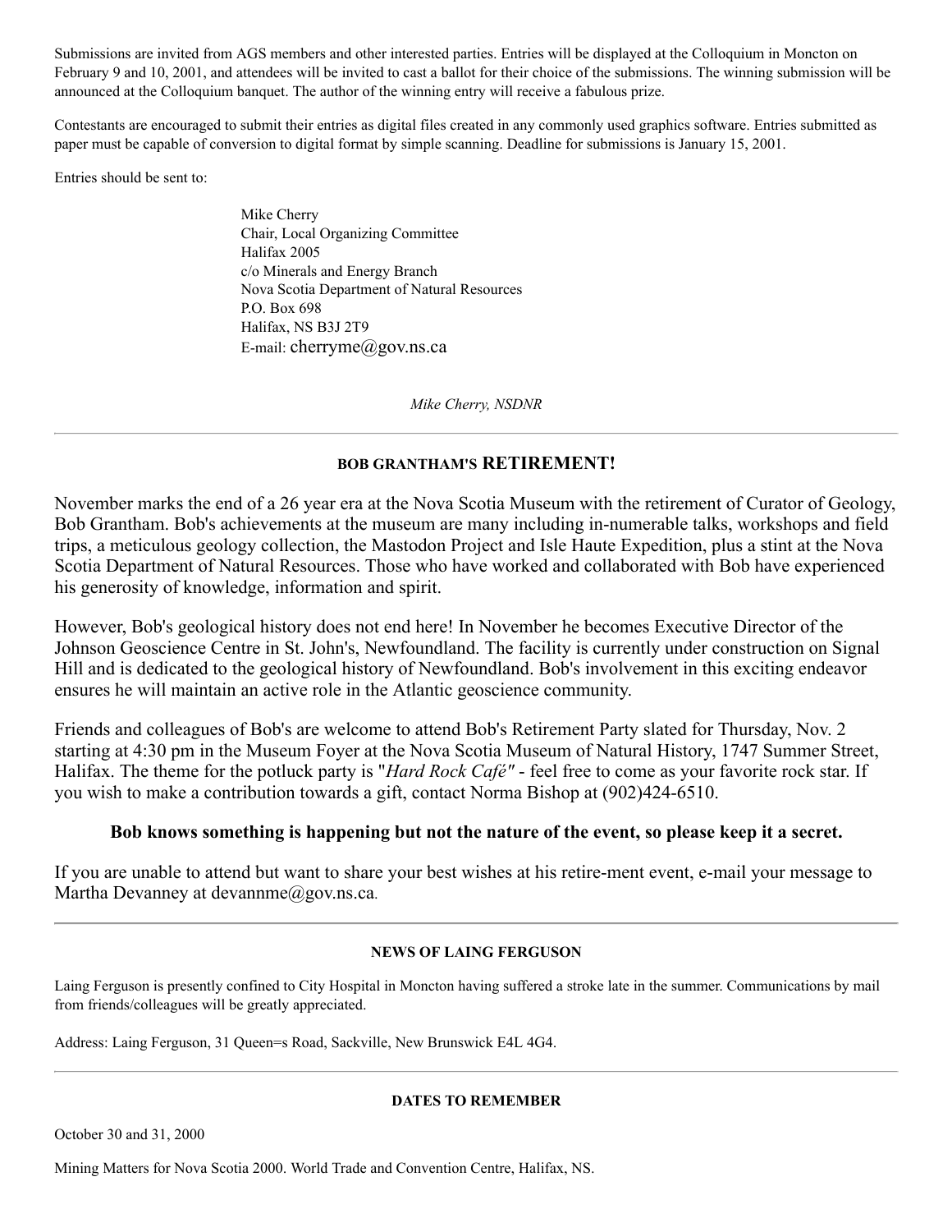Submissions are invited from AGS members and other interested parties. Entries will be displayed at the Colloquium in Moncton on February 9 and 10, 2001, and attendees will be invited to cast a ballot for their choice of the submissions. The winning submission will be announced at the Colloquium banquet. The author of the winning entry will receive a fabulous prize.

Contestants are encouraged to submit their entries as digital files created in any commonly used graphics software. Entries submitted as paper must be capable of conversion to digital format by simple scanning. Deadline for submissions is January 15, 2001.

Entries should be sent to:

> Mike Cherry
> Chair, Local Organizing Committee
> Halifax 2005
> c/o Minerals and Energy Branch
> Nova Scotia Department of Natural Resources
> P.O. Box 698
> Halifax, NS B3J 2T9
> E-mail: cherryme@gov.ns.ca

*Mike Cherry, NSDNR*

---

### BOB GRANTHAM'S RETIREMENT!

November marks the end of a 26 year era at the Nova Scotia Museum with the retirement of Curator of Geology, Bob Grantham. Bob's achievements at the museum are many including in-numerable talks, workshops and field trips, a meticulous geology collection, the Mastodon Project and Isle Haute Expedition, plus a stint at the Nova Scotia Department of Natural Resources. Those who have worked and collaborated with Bob have experienced his generosity of knowledge, information and spirit.

However, Bob's geological history does not end here! In November he becomes Executive Director of the Johnson Geoscience Centre in St. John's, Newfoundland. The facility is currently under construction on Signal Hill and is dedicated to the geological history of Newfoundland. Bob's involvement in this exciting endeavor ensures he will maintain an active role in the Atlantic geoscience community.

Friends and colleagues of Bob's are welcome to attend Bob's Retirement Party slated for Thursday, Nov. 2 starting at 4:30 pm in the Museum Foyer at the Nova Scotia Museum of Natural History, 1747 Summer Street, Halifax. The theme for the potluck party is "*Hard Rock Café"* - feel free to come as your favorite rock star. If you wish to make a contribution towards a gift, contact Norma Bishop at (902)424-6510.

**Bob knows something is happening but not the nature of the event, so please keep it a secret.**

If you are unable to attend but want to share your best wishes at his retire-ment event, e-mail your message to Martha Devanney at devannme@gov.ns.ca.

---

### NEWS OF LAING FERGUSON

Laing Ferguson is presently confined to City Hospital in Moncton having suffered a stroke late in the summer. Communications by mail from friends/colleagues will be greatly appreciated.

Address: Laing Ferguson, 31 Queen=s Road, Sackville, New Brunswick E4L 4G4.

---

### DATES TO REMEMBER

October 30 and 31, 2000

Mining Matters for Nova Scotia 2000. World Trade and Convention Centre, Halifax, NS.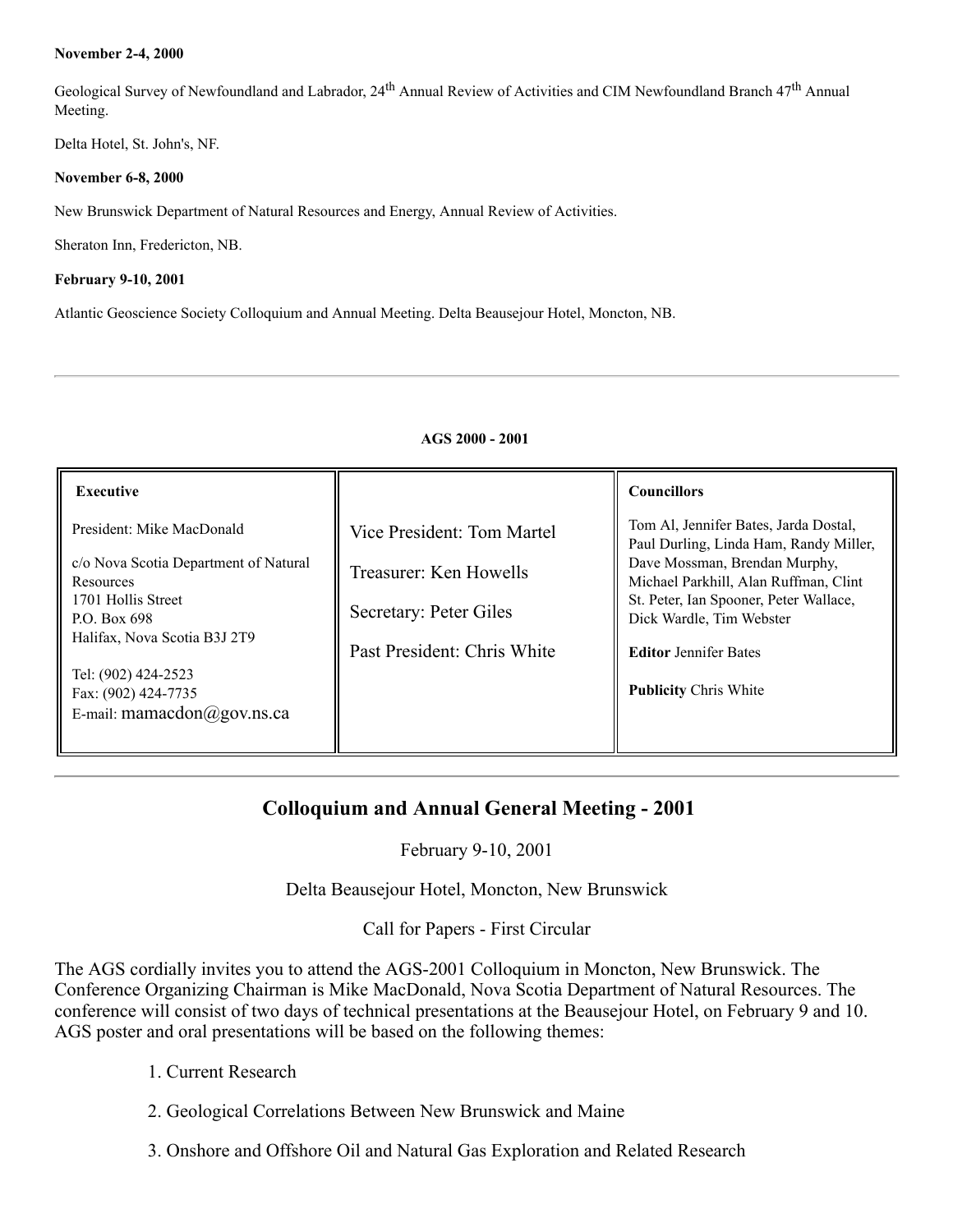**November 2-4, 2000**

Geological Survey of Newfoundland and Labrador, 24th Annual Review of Activities and CIM Newfoundland Branch 47th Annual Meeting.

Delta Hotel, St. John's, NF.

**November 6-8, 2000**

New Brunswick Department of Natural Resources and Energy, Annual Review of Activities.

Sheraton Inn, Fredericton, NB.

**February 9-10, 2001**

Atlantic Geoscience Society Colloquium and Annual Meeting. Delta Beausejour Hotel, Moncton, NB.

---

**AGS 2000 - 2001**

| **Executive** | | **Councillors** |
|---|---|---|
| President: Mike MacDonald<br><br>c/o Nova Scotia Department of Natural Resources<br>1701 Hollis Street<br>P.O. Box 698<br>Halifax, Nova Scotia B3J 2T9<br><br>Tel: (902) 424-2523<br>Fax: (902) 424-7735<br>E-mail: mamacdon@gov.ns.ca | Vice President: Tom Martel<br><br>Treasurer: Ken Howells<br><br>Secretary: Peter Giles<br><br>Past President: Chris White | Tom Al, Jennifer Bates, Jarda Dostal, Paul Durling, Linda Ham, Randy Miller, Dave Mossman, Brendan Murphy, Michael Parkhill, Alan Ruffman, Clint St. Peter, Ian Spooner, Peter Wallace, Dick Wardle, Tim Webster<br><br>**Editor** Jennifer Bates<br><br>**Publicity** Chris White |

---

## Colloquium and Annual General Meeting - 2001

February 9-10, 2001

Delta Beausejour Hotel, Moncton, New Brunswick

Call for Papers - First Circular

The AGS cordially invites you to attend the AGS-2001 Colloquium in Moncton, New Brunswick. The Conference Organizing Chairman is Mike MacDonald, Nova Scotia Department of Natural Resources. The conference will consist of two days of technical presentations at the Beausejour Hotel, on February 9 and 10. AGS poster and oral presentations will be based on the following themes:

1. Current Research
2. Geological Correlations Between New Brunswick and Maine
3. Onshore and Offshore Oil and Natural Gas Exploration and Related Research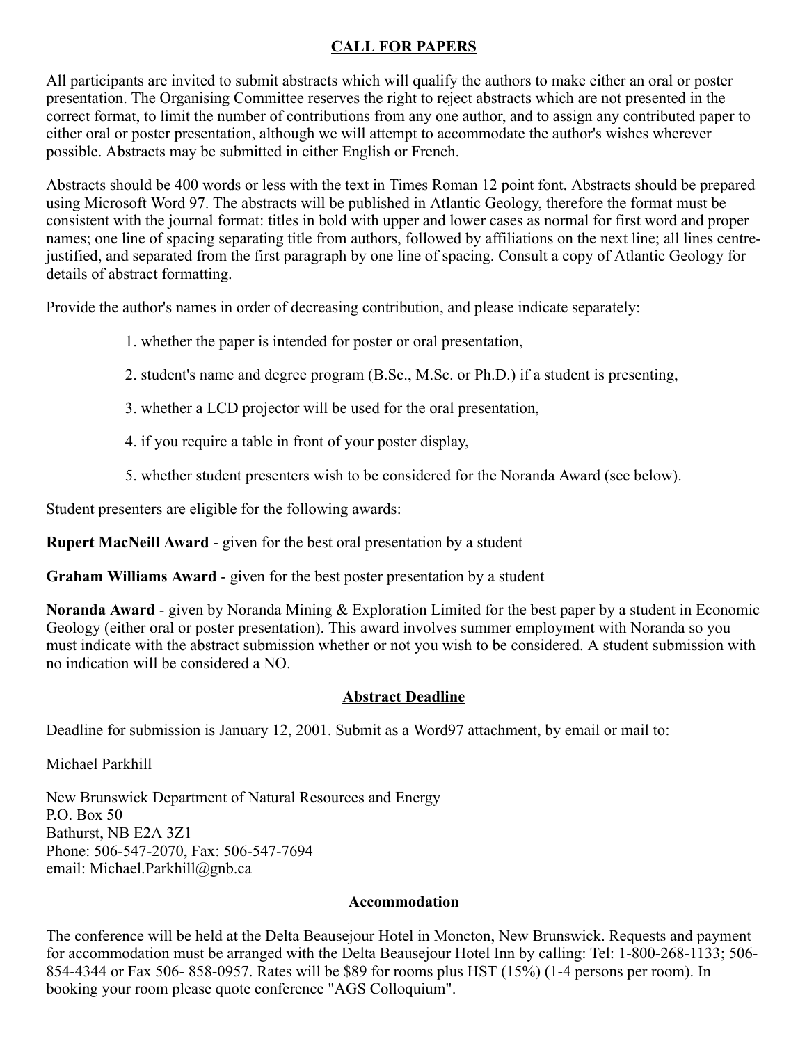## CALL FOR PAPERS

All participants are invited to submit abstracts which will qualify the authors to make either an oral or poster presentation. The Organising Committee reserves the right to reject abstracts which are not presented in the correct format, to limit the number of contributions from any one author, and to assign any contributed paper to either oral or poster presentation, although we will attempt to accommodate the author's wishes wherever possible. Abstracts may be submitted in either English or French.

Abstracts should be 400 words or less with the text in Times Roman 12 point font. Abstracts should be prepared using Microsoft Word 97. The abstracts will be published in Atlantic Geology, therefore the format must be consistent with the journal format: titles in bold with upper and lower cases as normal for first word and proper names; one line of spacing separating title from authors, followed by affiliations on the next line; all lines centre-justified, and separated from the first paragraph by one line of spacing. Consult a copy of Atlantic Geology for details of abstract formatting.

Provide the author's names in order of decreasing contribution, and please indicate separately:

1. whether the paper is intended for poster or oral presentation,
2. student's name and degree program (B.Sc., M.Sc. or Ph.D.) if a student is presenting,
3. whether a LCD projector will be used for the oral presentation,
4. if you require a table in front of your poster display,
5. whether student presenters wish to be considered for the Noranda Award (see below).

Student presenters are eligible for the following awards:

**Rupert MacNeill Award** - given for the best oral presentation by a student

**Graham Williams Award** - given for the best poster presentation by a student

**Noranda Award** - given by Noranda Mining & Exploration Limited for the best paper by a student in Economic Geology (either oral or poster presentation). This award involves summer employment with Noranda so you must indicate with the abstract submission whether or not you wish to be considered. A student submission with no indication will be considered a NO.

### Abstract Deadline

Deadline for submission is January 12, 2001. Submit as a Word97 attachment, by email or mail to:

Michael Parkhill

New Brunswick Department of Natural Resources and Energy
P.O. Box 50
Bathurst, NB E2A 3Z1
Phone: 506-547-2070, Fax: 506-547-7694
email: Michael.Parkhill@gnb.ca

### Accommodation

The conference will be held at the Delta Beausejour Hotel in Moncton, New Brunswick. Requests and payment for accommodation must be arranged with the Delta Beausejour Hotel Inn by calling: Tel: 1-800-268-1133; 506-854-4344 or Fax 506- 858-0957. Rates will be $89 for rooms plus HST (15%) (1-4 persons per room). In booking your room please quote conference "AGS Colloquium".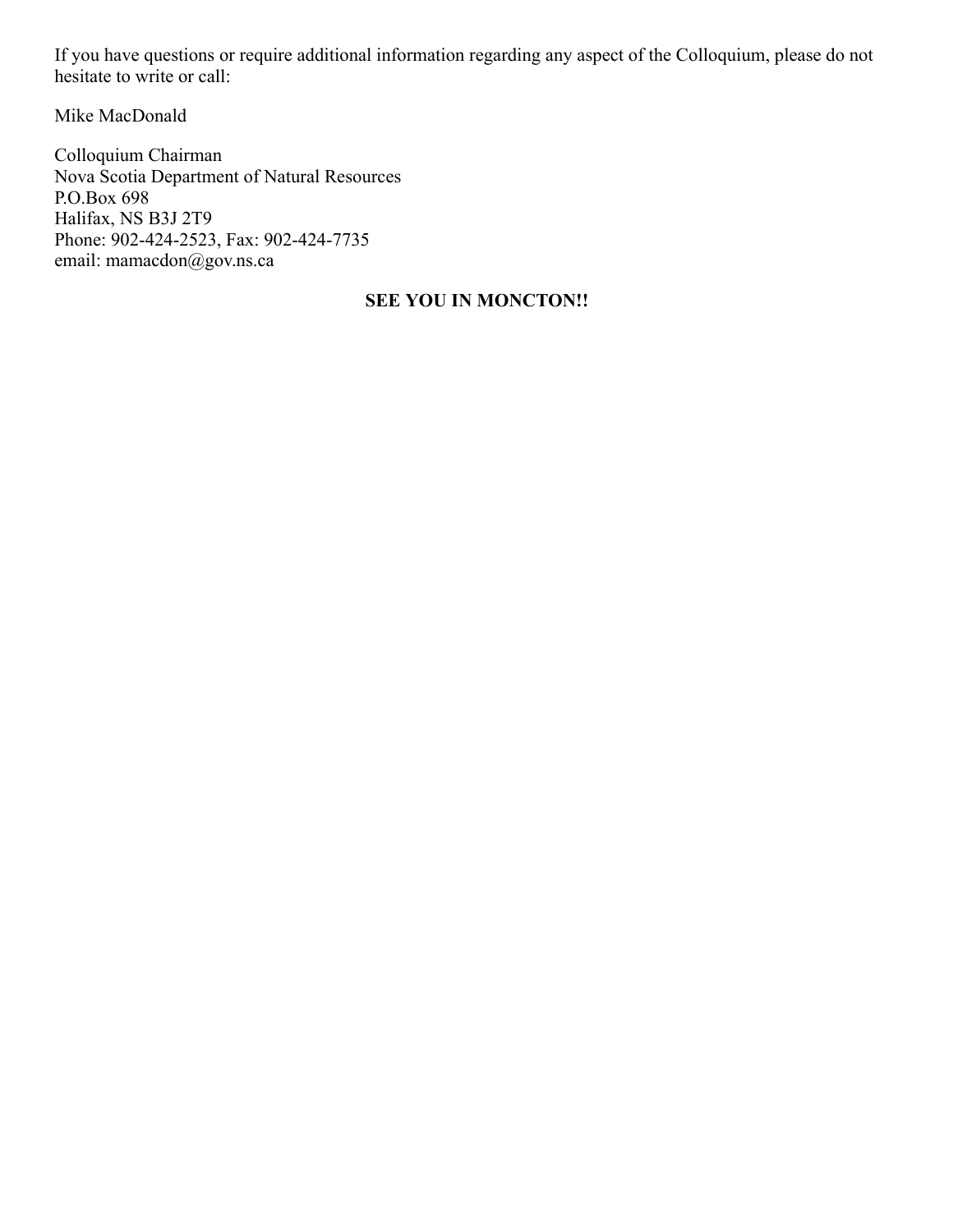If you have questions or require additional information regarding any aspect of the Colloquium, please do not hesitate to write or call:

Mike MacDonald

Colloquium Chairman  
Nova Scotia Department of Natural Resources  
P.O.Box 698  
Halifax, NS B3J 2T9  
Phone: 902-424-2523, Fax: 902-424-7735  
email: mamacdon@gov.ns.ca

**SEE YOU IN MONCTON!!**